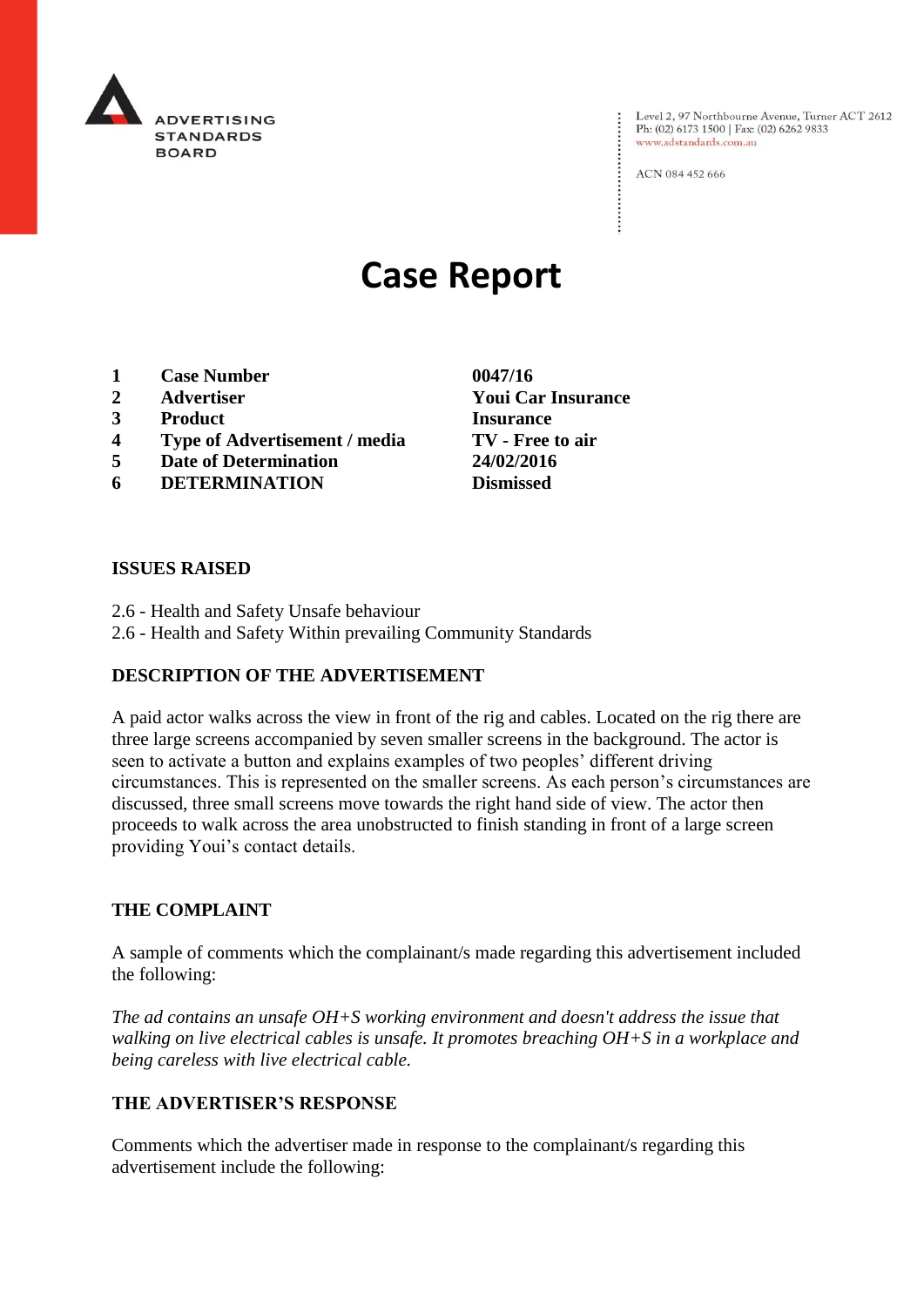ADVERTISING STANDARDS BOARD

Level 2, 97 Northbourne Avenue, Turner ACT 2612
Ph: (02) 6173 1500 | Fax: (02) 6262 9833
www.adstandards.com.au

ACN 084 452 666

# Case Report

| | | |
|---|---|---|
| **1** | **Case Number** | **0047/16** |
| **2** | **Advertiser** | **Youi Car Insurance** |
| **3** | **Product** | **Insurance** |
| **4** | **Type of Advertisement / media** | **TV - Free to air** |
| **5** | **Date of Determination** | **24/02/2016** |
| **6** | **DETERMINATION** | **Dismissed** |

**ISSUES RAISED**

2.6 - Health and Safety Unsafe behaviour
2.6 - Health and Safety Within prevailing Community Standards

**DESCRIPTION OF THE ADVERTISEMENT**

A paid actor walks across the view in front of the rig and cables. Located on the rig there are three large screens accompanied by seven smaller screens in the background. The actor is seen to activate a button and explains examples of two peoples' different driving circumstances. This is represented on the smaller screens. As each person's circumstances are discussed, three small screens move towards the right hand side of view. The actor then proceeds to walk across the area unobstructed to finish standing in front of a large screen providing Youi's contact details.

**THE COMPLAINT**

A sample of comments which the complainant/s made regarding this advertisement included the following:

*The ad contains an unsafe OH+S working environment and doesn't address the issue that walking on live electrical cables is unsafe. It promotes breaching OH+S in a workplace and being careless with live electrical cable.*

**THE ADVERTISER'S RESPONSE**

Comments which the advertiser made in response to the complainant/s regarding this advertisement include the following: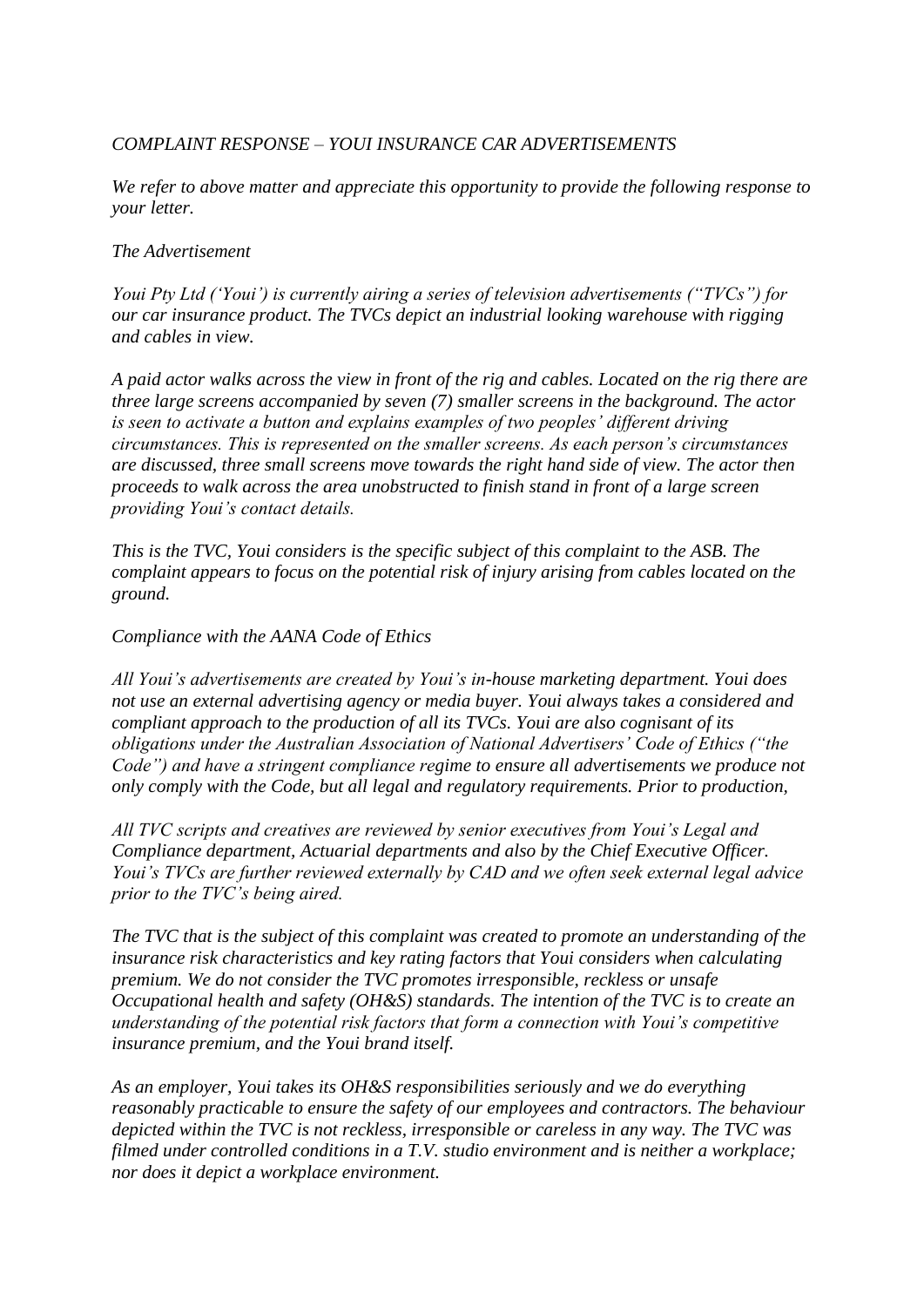*COMPLAINT RESPONSE – YOUI INSURANCE CAR ADVERTISEMENTS*

*We refer to above matter and appreciate this opportunity to provide the following response to your letter.*

*The Advertisement*

*Youi Pty Ltd ('Youi') is currently airing a series of television advertisements ("TVCs") for our car insurance product. The TVCs depict an industrial looking warehouse with rigging and cables in view.*

*A paid actor walks across the view in front of the rig and cables. Located on the rig there are three large screens accompanied by seven (7) smaller screens in the background. The actor is seen to activate a button and explains examples of two peoples' different driving circumstances. This is represented on the smaller screens. As each person's circumstances are discussed, three small screens move towards the right hand side of view. The actor then proceeds to walk across the area unobstructed to finish stand in front of a large screen providing Youi's contact details.*

*This is the TVC, Youi considers is the specific subject of this complaint to the ASB. The complaint appears to focus on the potential risk of injury arising from cables located on the ground.*

*Compliance with the AANA Code of Ethics*

*All Youi's advertisements are created by Youi's in-house marketing department. Youi does not use an external advertising agency or media buyer. Youi always takes a considered and compliant approach to the production of all its TVCs. Youi are also cognisant of its obligations under the Australian Association of National Advertisers' Code of Ethics ("the Code") and have a stringent compliance regime to ensure all advertisements we produce not only comply with the Code, but all legal and regulatory requirements. Prior to production,*

*All TVC scripts and creatives are reviewed by senior executives from Youi's Legal and Compliance department, Actuarial departments and also by the Chief Executive Officer. Youi's TVCs are further reviewed externally by CAD and we often seek external legal advice prior to the TVC's being aired.*

*The TVC that is the subject of this complaint was created to promote an understanding of the insurance risk characteristics and key rating factors that Youi considers when calculating premium. We do not consider the TVC promotes irresponsible, reckless or unsafe Occupational health and safety (OH&S) standards. The intention of the TVC is to create an understanding of the potential risk factors that form a connection with Youi's competitive insurance premium, and the Youi brand itself.*

*As an employer, Youi takes its OH&S responsibilities seriously and we do everything reasonably practicable to ensure the safety of our employees and contractors. The behaviour depicted within the TVC is not reckless, irresponsible or careless in any way. The TVC was filmed under controlled conditions in a T.V. studio environment and is neither a workplace; nor does it depict a workplace environment.*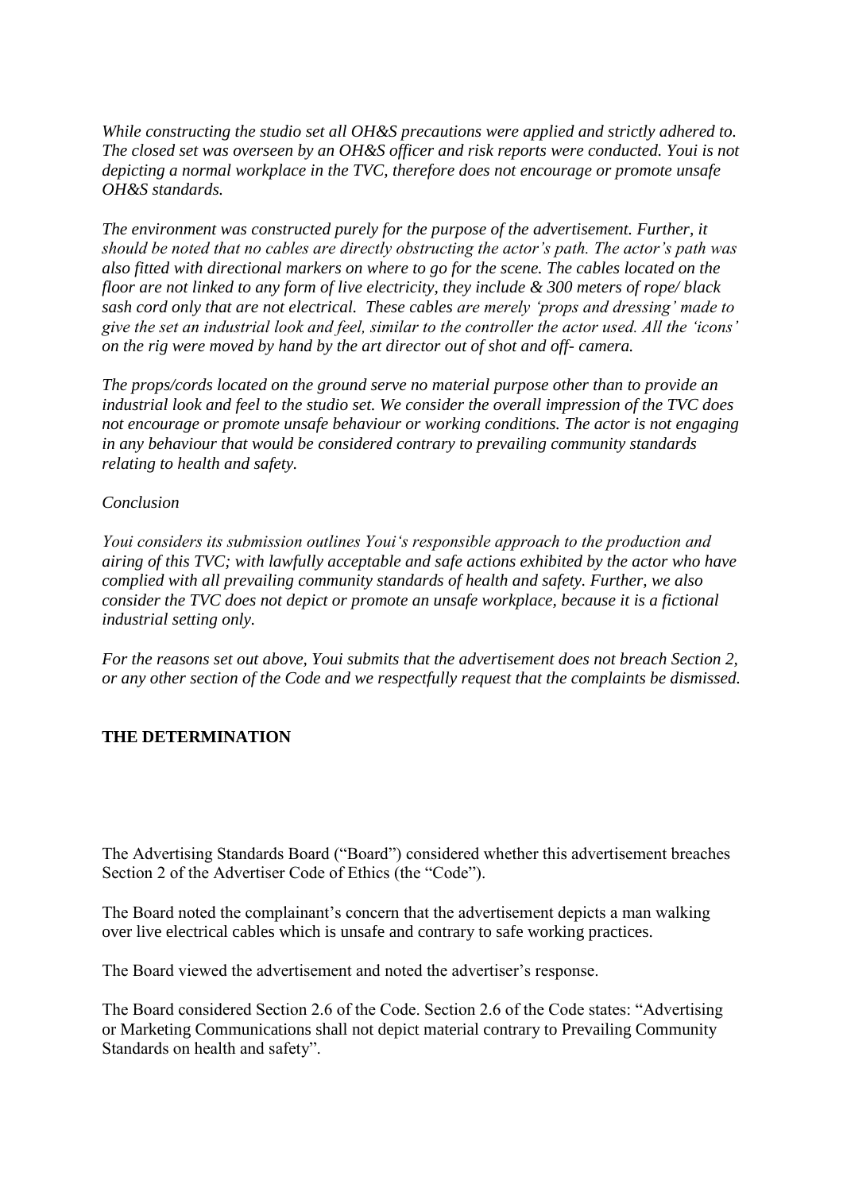*While constructing the studio set all OH&S precautions were applied and strictly adhered to. The closed set was overseen by an OH&S officer and risk reports were conducted. Youi is not depicting a normal workplace in the TVC, therefore does not encourage or promote unsafe OH&S standards.*

*The environment was constructed purely for the purpose of the advertisement. Further, it should be noted that no cables are directly obstructing the actor's path. The actor's path was also fitted with directional markers on where to go for the scene. The cables located on the floor are not linked to any form of live electricity, they include & 300 meters of rope/ black sash cord only that are not electrical. These cables are merely 'props and dressing' made to give the set an industrial look and feel, similar to the controller the actor used. All the 'icons' on the rig were moved by hand by the art director out of shot and off- camera.*

*The props/cords located on the ground serve no material purpose other than to provide an industrial look and feel to the studio set. We consider the overall impression of the TVC does not encourage or promote unsafe behaviour or working conditions. The actor is not engaging in any behaviour that would be considered contrary to prevailing community standards relating to health and safety.*

*Conclusion*

*Youi considers its submission outlines Youi's responsible approach to the production and airing of this TVC; with lawfully acceptable and safe actions exhibited by the actor who have complied with all prevailing community standards of health and safety. Further, we also consider the TVC does not depict or promote an unsafe workplace, because it is a fictional industrial setting only.*

*For the reasons set out above, Youi submits that the advertisement does not breach Section 2, or any other section of the Code and we respectfully request that the complaints be dismissed.*

**THE DETERMINATION**

The Advertising Standards Board ("Board") considered whether this advertisement breaches Section 2 of the Advertiser Code of Ethics (the "Code").

The Board noted the complainant's concern that the advertisement depicts a man walking over live electrical cables which is unsafe and contrary to safe working practices.

The Board viewed the advertisement and noted the advertiser's response.

The Board considered Section 2.6 of the Code. Section 2.6 of the Code states: "Advertising or Marketing Communications shall not depict material contrary to Prevailing Community Standards on health and safety".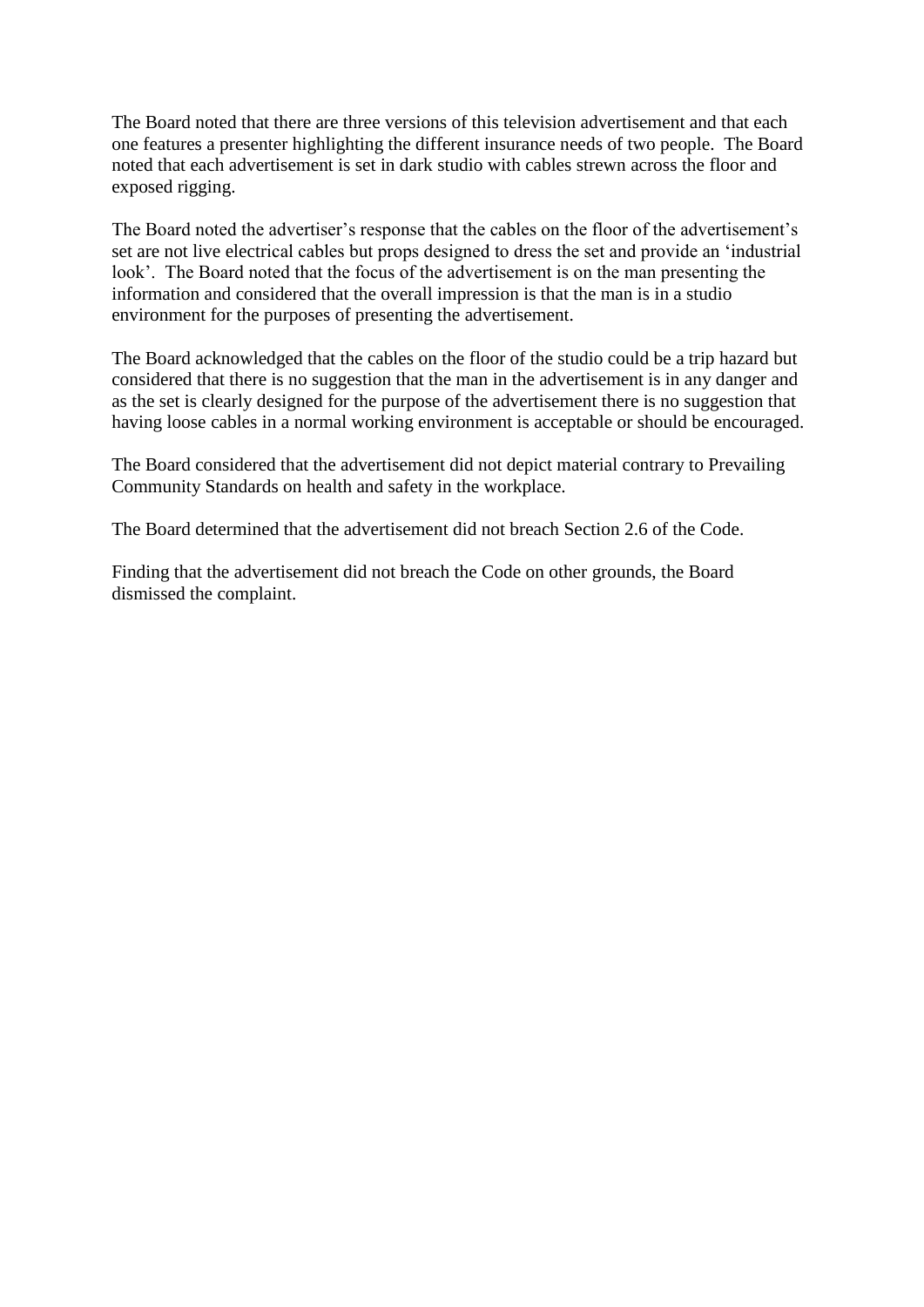The Board noted that there are three versions of this television advertisement and that each one features a presenter highlighting the different insurance needs of two people. The Board noted that each advertisement is set in dark studio with cables strewn across the floor and exposed rigging.

The Board noted the advertiser's response that the cables on the floor of the advertisement's set are not live electrical cables but props designed to dress the set and provide an 'industrial look'. The Board noted that the focus of the advertisement is on the man presenting the information and considered that the overall impression is that the man is in a studio environment for the purposes of presenting the advertisement.

The Board acknowledged that the cables on the floor of the studio could be a trip hazard but considered that there is no suggestion that the man in the advertisement is in any danger and as the set is clearly designed for the purpose of the advertisement there is no suggestion that having loose cables in a normal working environment is acceptable or should be encouraged.

The Board considered that the advertisement did not depict material contrary to Prevailing Community Standards on health and safety in the workplace.

The Board determined that the advertisement did not breach Section 2.6 of the Code.

Finding that the advertisement did not breach the Code on other grounds, the Board dismissed the complaint.